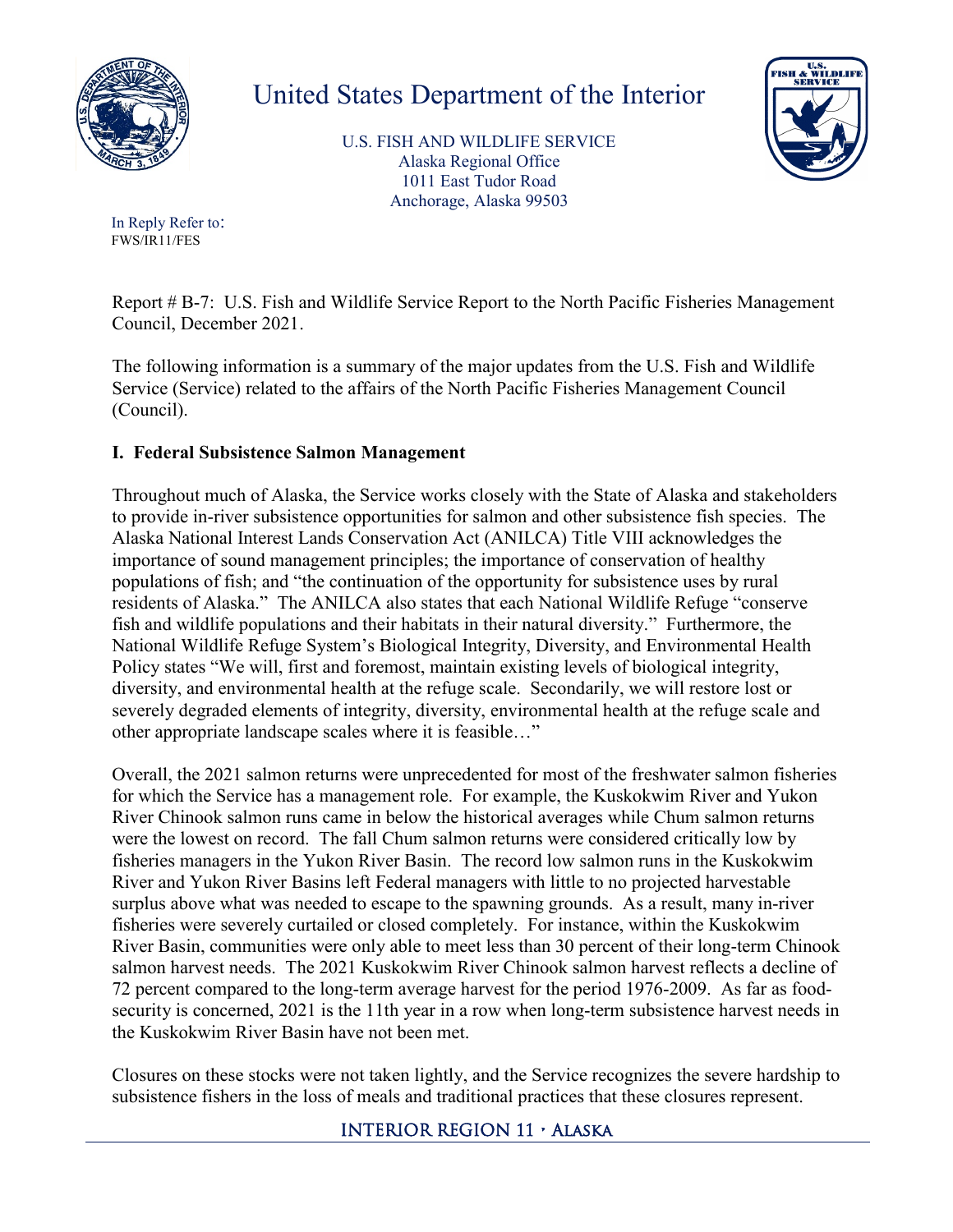# United States Department of the Interior

U.S. FISH AND WILDLIFE SERVICE
Alaska Regional Office
1011 East Tudor Road
Anchorage, Alaska 99503

In Reply Refer to:
FWS/IR11/FES

Report # B-7: U.S. Fish and Wildlife Service Report to the North Pacific Fisheries Management Council, December 2021.

The following information is a summary of the major updates from the U.S. Fish and Wildlife Service (Service) related to the affairs of the North Pacific Fisheries Management Council (Council).

## I. Federal Subsistence Salmon Management

Throughout much of Alaska, the Service works closely with the State of Alaska and stakeholders to provide in-river subsistence opportunities for salmon and other subsistence fish species. The Alaska National Interest Lands Conservation Act (ANILCA) Title VIII acknowledges the importance of sound management principles; the importance of conservation of healthy populations of fish; and "the continuation of the opportunity for subsistence uses by rural residents of Alaska." The ANILCA also states that each National Wildlife Refuge "conserve fish and wildlife populations and their habitats in their natural diversity." Furthermore, the National Wildlife Refuge System's Biological Integrity, Diversity, and Environmental Health Policy states "We will, first and foremost, maintain existing levels of biological integrity, diversity, and environmental health at the refuge scale. Secondarily, we will restore lost or severely degraded elements of integrity, diversity, environmental health at the refuge scale and other appropriate landscape scales where it is feasible…"

Overall, the 2021 salmon returns were unprecedented for most of the freshwater salmon fisheries for which the Service has a management role. For example, the Kuskokwim River and Yukon River Chinook salmon runs came in below the historical averages while Chum salmon returns were the lowest on record. The fall Chum salmon returns were considered critically low by fisheries managers in the Yukon River Basin. The record low salmon runs in the Kuskokwim River and Yukon River Basins left Federal managers with little to no projected harvestable surplus above what was needed to escape to the spawning grounds. As a result, many in-river fisheries were severely curtailed or closed completely. For instance, within the Kuskokwim River Basin, communities were only able to meet less than 30 percent of their long-term Chinook salmon harvest needs. The 2021 Kuskokwim River Chinook salmon harvest reflects a decline of 72 percent compared to the long-term average harvest for the period 1976-2009. As far as food-security is concerned, 2021 is the 11th year in a row when long-term subsistence harvest needs in the Kuskokwim River Basin have not been met.

Closures on these stocks were not taken lightly, and the Service recognizes the severe hardship to subsistence fishers in the loss of meals and traditional practices that these closures represent.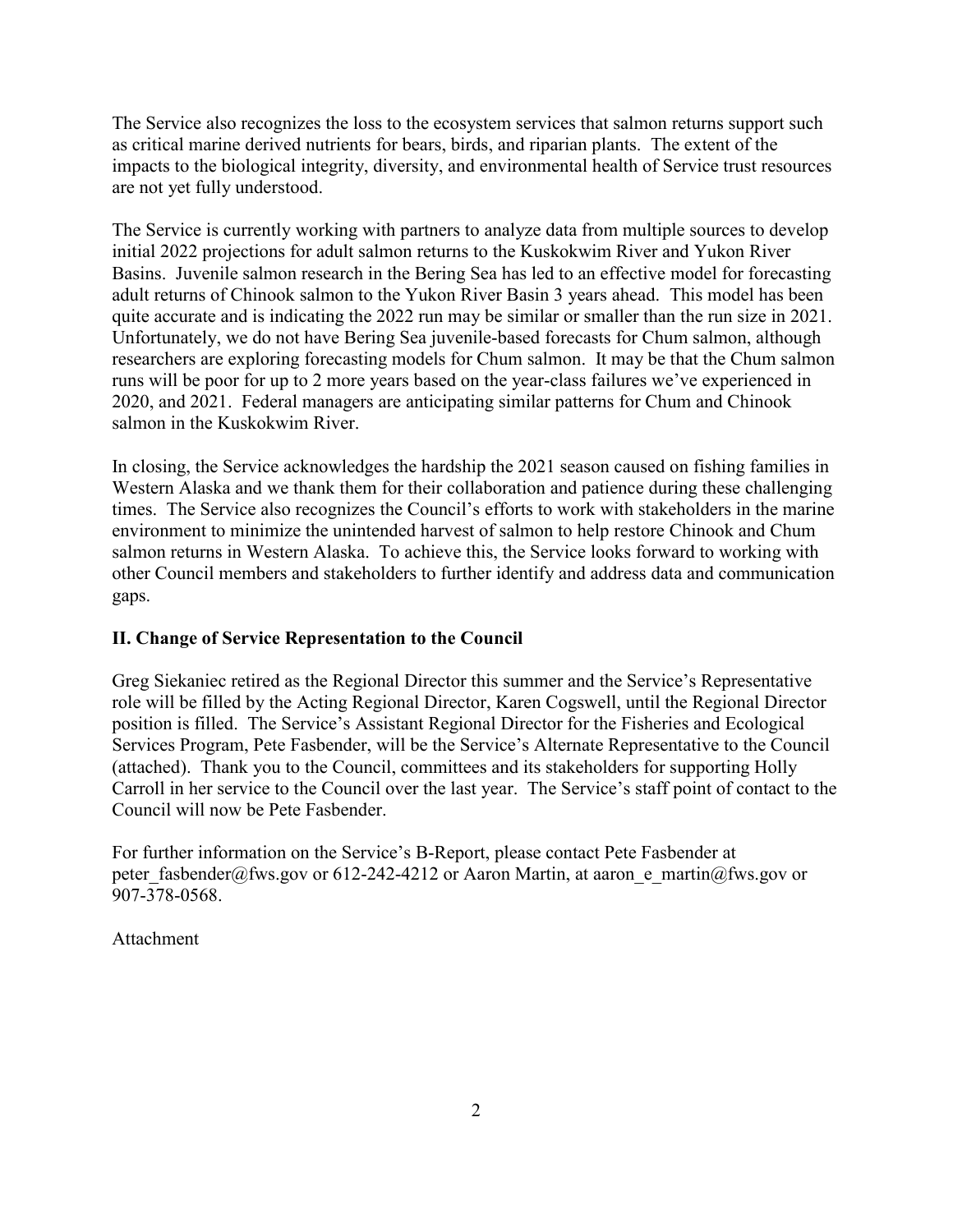The Service also recognizes the loss to the ecosystem services that salmon returns support such as critical marine derived nutrients for bears, birds, and riparian plants. The extent of the impacts to the biological integrity, diversity, and environmental health of Service trust resources are not yet fully understood.

The Service is currently working with partners to analyze data from multiple sources to develop initial 2022 projections for adult salmon returns to the Kuskokwim River and Yukon River Basins. Juvenile salmon research in the Bering Sea has led to an effective model for forecasting adult returns of Chinook salmon to the Yukon River Basin 3 years ahead. This model has been quite accurate and is indicating the 2022 run may be similar or smaller than the run size in 2021. Unfortunately, we do not have Bering Sea juvenile-based forecasts for Chum salmon, although researchers are exploring forecasting models for Chum salmon. It may be that the Chum salmon runs will be poor for up to 2 more years based on the year-class failures we've experienced in 2020, and 2021. Federal managers are anticipating similar patterns for Chum and Chinook salmon in the Kuskokwim River.

In closing, the Service acknowledges the hardship the 2021 season caused on fishing families in Western Alaska and we thank them for their collaboration and patience during these challenging times. The Service also recognizes the Council's efforts to work with stakeholders in the marine environment to minimize the unintended harvest of salmon to help restore Chinook and Chum salmon returns in Western Alaska. To achieve this, the Service looks forward to working with other Council members and stakeholders to further identify and address data and communication gaps.

## II. Change of Service Representation to the Council

Greg Siekaniec retired as the Regional Director this summer and the Service's Representative role will be filled by the Acting Regional Director, Karen Cogswell, until the Regional Director position is filled. The Service's Assistant Regional Director for the Fisheries and Ecological Services Program, Pete Fasbender, will be the Service's Alternate Representative to the Council (attached). Thank you to the Council, committees and its stakeholders for supporting Holly Carroll in her service to the Council over the last year. The Service's staff point of contact to the Council will now be Pete Fasbender.

For further information on the Service's B-Report, please contact Pete Fasbender at peter_fasbender@fws.gov or 612-242-4212 or Aaron Martin, at aaron_e_martin@fws.gov or 907-378-0568.

Attachment